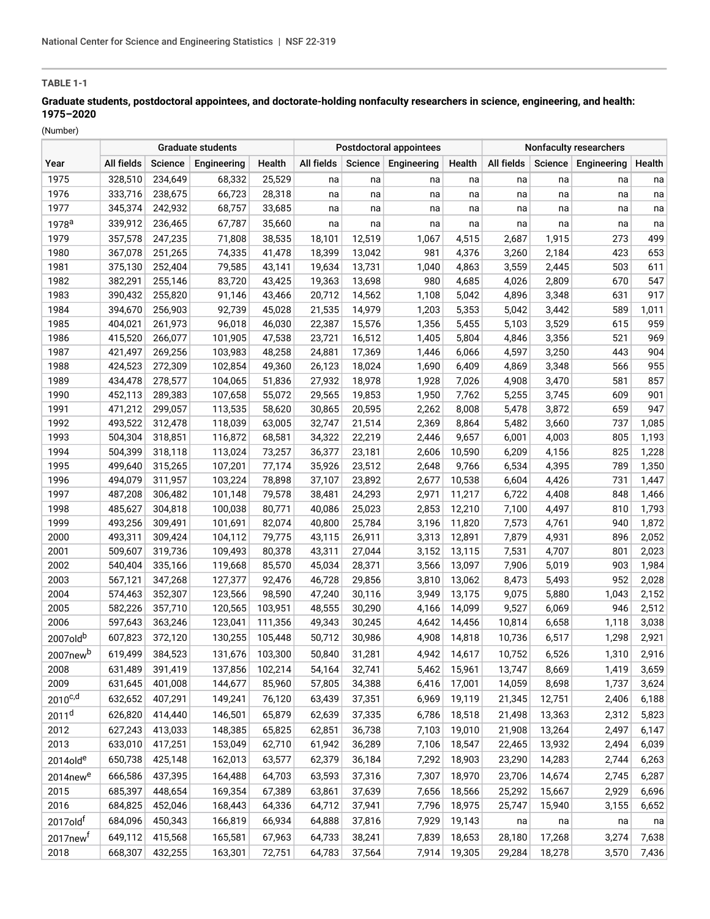**TABLE 1-1**

**Graduate students, postdoctoral appointees, and doctorate-holding nonfaculty researchers in science, engineering, and health: 1975–2020**

(Number)

| | Graduate students | | | | Postdoctoral appointees | | | | Nonfaculty researchers | | | |
|---|---|---|---|---|---|---|---|---|---|---|---|---|
| Year | All fields | Science | Engineering | Health | All fields | Science | Engineering | Health | All fields | Science | Engineering | Health |
| 1975 | 328,510 | 234,649 | 68,332 | 25,529 | na | na | na | na | na | na | na | na |
| 1976 | 333,716 | 238,675 | 66,723 | 28,318 | na | na | na | na | na | na | na | na |
| 1977 | 345,374 | 242,932 | 68,757 | 33,685 | na | na | na | na | na | na | na | na |
| 1978[a] | 339,912 | 236,465 | 67,787 | 35,660 | na | na | na | na | na | na | na | na |
| 1979 | 357,578 | 247,235 | 71,808 | 38,535 | 18,101 | 12,519 | 1,067 | 4,515 | 2,687 | 1,915 | 273 | 499 |
| 1980 | 367,078 | 251,265 | 74,335 | 41,478 | 18,399 | 13,042 | 981 | 4,376 | 3,260 | 2,184 | 423 | 653 |
| 1981 | 375,130 | 252,404 | 79,585 | 43,141 | 19,634 | 13,731 | 1,040 | 4,863 | 3,559 | 2,445 | 503 | 611 |
| 1982 | 382,291 | 255,146 | 83,720 | 43,425 | 19,363 | 13,698 | 980 | 4,685 | 4,026 | 2,809 | 670 | 547 |
| 1983 | 390,432 | 255,820 | 91,146 | 43,466 | 20,712 | 14,562 | 1,108 | 5,042 | 4,896 | 3,348 | 631 | 917 |
| 1984 | 394,670 | 256,903 | 92,739 | 45,028 | 21,535 | 14,979 | 1,203 | 5,353 | 5,042 | 3,442 | 589 | 1,011 |
| 1985 | 404,021 | 261,973 | 96,018 | 46,030 | 22,387 | 15,576 | 1,356 | 5,455 | 5,103 | 3,529 | 615 | 959 |
| 1986 | 415,520 | 266,077 | 101,905 | 47,538 | 23,721 | 16,512 | 1,405 | 5,804 | 4,846 | 3,356 | 521 | 969 |
| 1987 | 421,497 | 269,256 | 103,983 | 48,258 | 24,881 | 17,369 | 1,446 | 6,066 | 4,597 | 3,250 | 443 | 904 |
| 1988 | 424,523 | 272,309 | 102,854 | 49,360 | 26,123 | 18,024 | 1,690 | 6,409 | 4,869 | 3,348 | 566 | 955 |
| 1989 | 434,478 | 278,577 | 104,065 | 51,836 | 27,932 | 18,978 | 1,928 | 7,026 | 4,908 | 3,470 | 581 | 857 |
| 1990 | 452,113 | 289,383 | 107,658 | 55,072 | 29,565 | 19,853 | 1,950 | 7,762 | 5,255 | 3,745 | 609 | 901 |
| 1991 | 471,212 | 299,057 | 113,535 | 58,620 | 30,865 | 20,595 | 2,262 | 8,008 | 5,478 | 3,872 | 659 | 947 |
| 1992 | 493,522 | 312,478 | 118,039 | 63,005 | 32,747 | 21,514 | 2,369 | 8,864 | 5,482 | 3,660 | 737 | 1,085 |
| 1993 | 504,304 | 318,851 | 116,872 | 68,581 | 34,322 | 22,219 | 2,446 | 9,657 | 6,001 | 4,003 | 805 | 1,193 |
| 1994 | 504,399 | 318,118 | 113,024 | 73,257 | 36,377 | 23,181 | 2,606 | 10,590 | 6,209 | 4,156 | 825 | 1,228 |
| 1995 | 499,640 | 315,265 | 107,201 | 77,174 | 35,926 | 23,512 | 2,648 | 9,766 | 6,534 | 4,395 | 789 | 1,350 |
| 1996 | 494,079 | 311,957 | 103,224 | 78,898 | 37,107 | 23,892 | 2,677 | 10,538 | 6,604 | 4,426 | 731 | 1,447 |
| 1997 | 487,208 | 306,482 | 101,148 | 79,578 | 38,481 | 24,293 | 2,971 | 11,217 | 6,722 | 4,408 | 848 | 1,466 |
| 1998 | 485,627 | 304,818 | 100,038 | 80,771 | 40,086 | 25,023 | 2,853 | 12,210 | 7,100 | 4,497 | 810 | 1,793 |
| 1999 | 493,256 | 309,491 | 101,691 | 82,074 | 40,800 | 25,784 | 3,196 | 11,820 | 7,573 | 4,761 | 940 | 1,872 |
| 2000 | 493,311 | 309,424 | 104,112 | 79,775 | 43,115 | 26,911 | 3,313 | 12,891 | 7,879 | 4,931 | 896 | 2,052 |
| 2001 | 509,607 | 319,736 | 109,493 | 80,378 | 43,311 | 27,044 | 3,152 | 13,115 | 7,531 | 4,707 | 801 | 2,023 |
| 2002 | 540,404 | 335,166 | 119,668 | 85,570 | 45,034 | 28,371 | 3,566 | 13,097 | 7,906 | 5,019 | 903 | 1,984 |
| 2003 | 567,121 | 347,268 | 127,377 | 92,476 | 46,728 | 29,856 | 3,810 | 13,062 | 8,473 | 5,493 | 952 | 2,028 |
| 2004 | 574,463 | 352,307 | 123,566 | 98,590 | 47,240 | 30,116 | 3,949 | 13,175 | 9,075 | 5,880 | 1,043 | 2,152 |
| 2005 | 582,226 | 357,710 | 120,565 | 103,951 | 48,555 | 30,290 | 4,166 | 14,099 | 9,527 | 6,069 | 946 | 2,512 |
| 2006 | 597,643 | 363,246 | 123,041 | 111,356 | 49,343 | 30,245 | 4,642 | 14,456 | 10,814 | 6,658 | 1,118 | 3,038 |
| 2007old[b] | 607,823 | 372,120 | 130,255 | 105,448 | 50,712 | 30,986 | 4,908 | 14,818 | 10,736 | 6,517 | 1,298 | 2,921 |
| 2007new[b] | 619,499 | 384,523 | 131,676 | 103,300 | 50,840 | 31,281 | 4,942 | 14,617 | 10,752 | 6,526 | 1,310 | 2,916 |
| 2008 | 631,489 | 391,419 | 137,856 | 102,214 | 54,164 | 32,741 | 5,462 | 15,961 | 13,747 | 8,669 | 1,419 | 3,659 |
| 2009 | 631,645 | 401,008 | 144,677 | 85,960 | 57,805 | 34,388 | 6,416 | 17,001 | 14,059 | 8,698 | 1,737 | 3,624 |
| 2010[c,d] | 632,652 | 407,291 | 149,241 | 76,120 | 63,439 | 37,351 | 6,969 | 19,119 | 21,345 | 12,751 | 2,406 | 6,188 |
| 2011[d] | 626,820 | 414,440 | 146,501 | 65,879 | 62,639 | 37,335 | 6,786 | 18,518 | 21,498 | 13,363 | 2,312 | 5,823 |
| 2012 | 627,243 | 413,033 | 148,385 | 65,825 | 62,851 | 36,738 | 7,103 | 19,010 | 21,908 | 13,264 | 2,497 | 6,147 |
| 2013 | 633,010 | 417,251 | 153,049 | 62,710 | 61,942 | 36,289 | 7,106 | 18,547 | 22,465 | 13,932 | 2,494 | 6,039 |
| 2014old[e] | 650,738 | 425,148 | 162,013 | 63,577 | 62,379 | 36,184 | 7,292 | 18,903 | 23,290 | 14,283 | 2,744 | 6,263 |
| 2014new[e] | 666,586 | 437,395 | 164,488 | 64,703 | 63,593 | 37,316 | 7,307 | 18,970 | 23,706 | 14,674 | 2,745 | 6,287 |
| 2015 | 685,397 | 448,654 | 169,354 | 67,389 | 63,861 | 37,639 | 7,656 | 18,566 | 25,292 | 15,667 | 2,929 | 6,696 |
| 2016 | 684,825 | 452,046 | 168,443 | 64,336 | 64,712 | 37,941 | 7,796 | 18,975 | 25,747 | 15,940 | 3,155 | 6,652 |
| 2017old[f] | 684,096 | 450,343 | 166,819 | 66,934 | 64,888 | 37,816 | 7,929 | 19,143 | na | na | na | na |
| 2017new[f] | 649,112 | 415,568 | 165,581 | 67,963 | 64,733 | 38,241 | 7,839 | 18,653 | 28,180 | 17,268 | 3,274 | 7,638 |
| 2018 | 668,307 | 432,255 | 163,301 | 72,751 | 64,783 | 37,564 | 7,914 | 19,305 | 29,284 | 18,278 | 3,570 | 7,436 |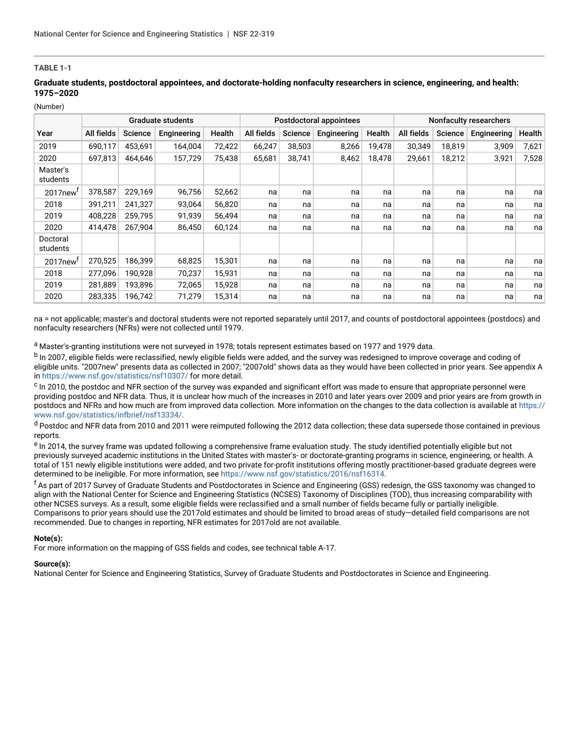TABLE 1-1

### Graduate students, postdoctoral appointees, and doctorate-holding nonfaculty researchers in science, engineering, and health: 1975–2020

(Number)

| | Graduate students | | | | Postdoctoral appointees | | | | Nonfaculty researchers | | | |
|---|---|---|---|---|---|---|---|---|---|---|---|---|
| Year | All fields | Science | Engineering | Health | All fields | Science | Engineering | Health | All fields | Science | Engineering | Health |
| 2019 | 690,117 | 453,691 | 164,004 | 72,422 | 66,247 | 38,503 | 8,266 | 19,478 | 30,349 | 18,819 | 3,909 | 7,621 |
| 2020 | 697,813 | 464,646 | 157,729 | 75,438 | 65,681 | 38,741 | 8,462 | 18,478 | 29,661 | 18,212 | 3,921 | 7,528 |
| Master's students | | | | | | | | | | | | |
| 2017new[f] | 378,587 | 229,169 | 96,756 | 52,662 | na | na | na | na | na | na | na | na |
| 2018 | 391,211 | 241,327 | 93,064 | 56,820 | na | na | na | na | na | na | na | na |
| 2019 | 408,228 | 259,795 | 91,939 | 56,494 | na | na | na | na | na | na | na | na |
| 2020 | 414,478 | 267,904 | 86,450 | 60,124 | na | na | na | na | na | na | na | na |
| Doctoral students | | | | | | | | | | | | |
| 2017new[f] | 270,525 | 186,399 | 68,825 | 15,301 | na | na | na | na | na | na | na | na |
| 2018 | 277,096 | 190,928 | 70,237 | 15,931 | na | na | na | na | na | na | na | na |
| 2019 | 281,889 | 193,896 | 72,065 | 15,928 | na | na | na | na | na | na | na | na |
| 2020 | 283,335 | 196,742 | 71,279 | 15,314 | na | na | na | na | na | na | na | na |

na = not applicable; master's and doctoral students were not reported separately until 2017, and counts of postdoctoral appointees (postdocs) and nonfaculty researchers (NFRs) were not collected until 1979.

[a] Master's-granting institutions were not surveyed in 1978; totals represent estimates based on 1977 and 1979 data.

[b] In 2007, eligible fields were reclassified, newly eligible fields were added, and the survey was redesigned to improve coverage and coding of eligible units. "2007new" presents data as collected in 2007; "2007old" shows data as they would have been collected in prior years. See appendix A in https://www.nsf.gov/statistics/nsf10307/ for more detail.

[c] In 2010, the postdoc and NFR section of the survey was expanded and significant effort was made to ensure that appropriate personnel were providing postdoc and NFR data. Thus, it is unclear how much of the increases in 2010 and later years over 2009 and prior years are from growth in postdocs and NFRs and how much are from improved data collection. More information on the changes to the data collection is available at https://www.nsf.gov/statistics/infbrief/nsf13334/.

[d] Postdoc and NFR data from 2010 and 2011 were reimputed following the 2012 data collection; these data supersede those contained in previous reports.

[e] In 2014, the survey frame was updated following a comprehensive frame evaluation study. The study identified potentially eligible but not previously surveyed academic institutions in the United States with master's- or doctorate-granting programs in science, engineering, or health. A total of 151 newly eligible institutions were added, and two private for-profit institutions offering mostly practitioner-based graduate degrees were determined to be ineligible. For more information, see https://www.nsf.gov/statistics/2016/nsf16314.

[f] As part of 2017 Survey of Graduate Students and Postdoctorates in Science and Engineering (GSS) redesign, the GSS taxonomy was changed to align with the National Center for Science and Engineering Statistics (NCSES) Taxonomy of Disciplines (TOD), thus increasing comparability with other NCSES surveys. As a result, some eligible fields were reclassified and a small number of fields became fully or partially ineligible. Comparisons to prior years should use the 2017old estimates and should be limited to broad areas of study—detailed field comparisons are not recommended. Due to changes in reporting, NFR estimates for 2017old are not available.

**Note(s):**
For more information on the mapping of GSS fields and codes, see technical table A-17.

**Source(s):**
National Center for Science and Engineering Statistics, Survey of Graduate Students and Postdoctorates in Science and Engineering.